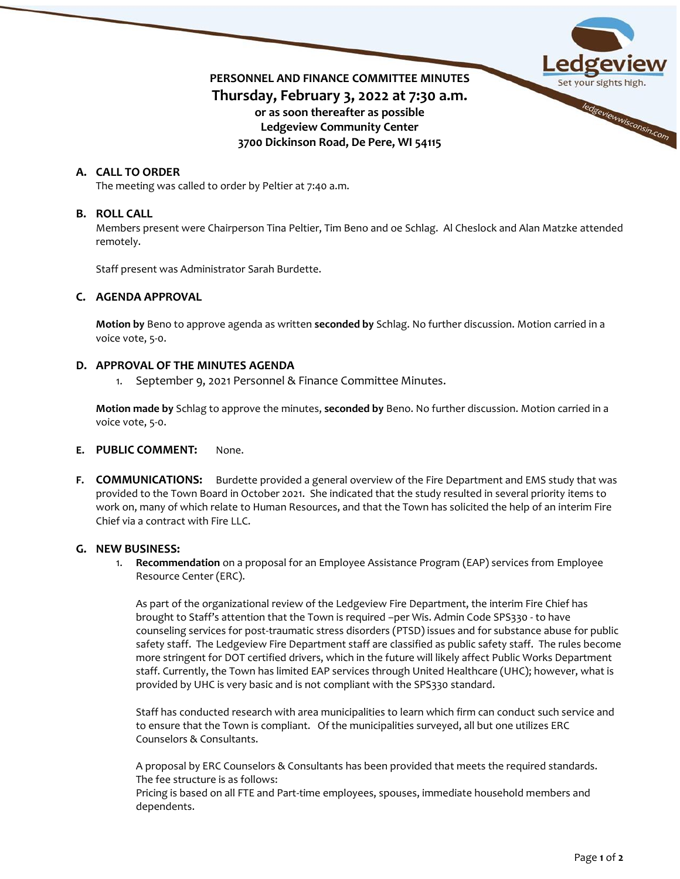# PERSONNEL AND FINANCE COMMITTEE MINUTES

## Thursday, February 3, 2022 at 7:30 a.m.

**or as soon thereafter as possible**
**Ledgeview Community Center**
**3700 Dickinson Road, De Pere, WI 54115**

## A. CALL TO ORDER

The meeting was called to order by Peltier at 7:40 a.m.

## B. ROLL CALL

Members present were Chairperson Tina Peltier, Tim Beno and oe Schlag. Al Cheslock and Alan Matzke attended remotely.

Staff present was Administrator Sarah Burdette.

## C. AGENDA APPROVAL

**Motion by** Beno to approve agenda as written **seconded by** Schlag. No further discussion. Motion carried in a voice vote, 5-0.

## D. APPROVAL OF THE MINUTES AGENDA

1. September 9, 2021 Personnel & Finance Committee Minutes.

**Motion made by** Schlag to approve the minutes, **seconded by** Beno. No further discussion. Motion carried in a voice vote, 5-0.

## E. PUBLIC COMMENT: None.

## F. COMMUNICATIONS:

Burdette provided a general overview of the Fire Department and EMS study that was provided to the Town Board in October 2021. She indicated that the study resulted in several priority items to work on, many of which relate to Human Resources, and that the Town has solicited the help of an interim Fire Chief via a contract with Fire LLC.

## G. NEW BUSINESS:

1. **Recommendation** on a proposal for an Employee Assistance Program (EAP) services from Employee Resource Center (ERC).

   As part of the organizational review of the Ledgeview Fire Department, the interim Fire Chief has brought to Staff's attention that the Town is required –per Wis. Admin Code SPS330 - to have counseling services for post-traumatic stress disorders (PTSD) issues and for substance abuse for public safety staff. The Ledgeview Fire Department staff are classified as public safety staff. The rules become more stringent for DOT certified drivers, which in the future will likely affect Public Works Department staff. Currently, the Town has limited EAP services through United Healthcare (UHC); however, what is provided by UHC is very basic and is not compliant with the SPS330 standard.

   Staff has conducted research with area municipalities to learn which firm can conduct such service and to ensure that the Town is compliant. Of the municipalities surveyed, all but one utilizes ERC Counselors & Consultants.

   A proposal by ERC Counselors & Consultants has been provided that meets the required standards. The fee structure is as follows:
   Pricing is based on all FTE and Part-time employees, spouses, immediate household members and dependents.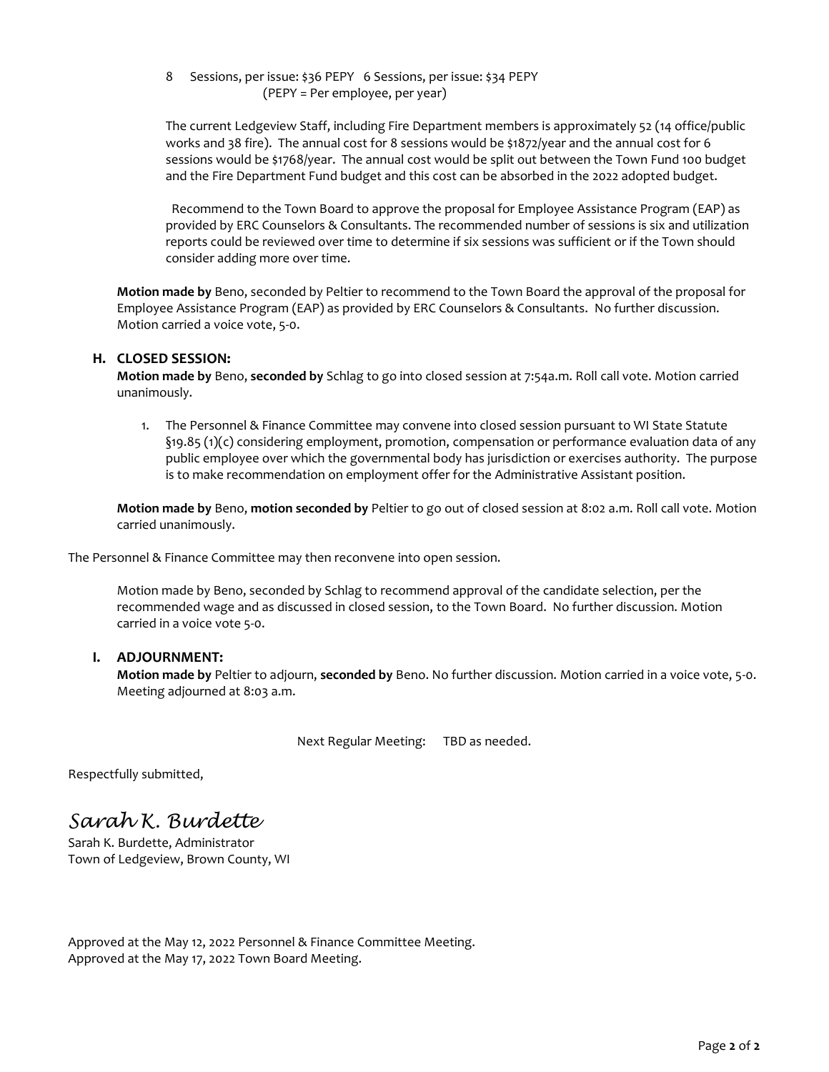8 Sessions, per issue: $36 PEPY 6 Sessions, per issue: $34 PEPY
(PEPY = Per employee, per year)

The current Ledgeview Staff, including Fire Department members is approximately 52 (14 office/public works and 38 fire). The annual cost for 8 sessions would be $1872/year and the annual cost for 6 sessions would be $1768/year. The annual cost would be split out between the Town Fund 100 budget and the Fire Department Fund budget and this cost can be absorbed in the 2022 adopted budget.

Recommend to the Town Board to approve the proposal for Employee Assistance Program (EAP) as provided by ERC Counselors & Consultants. The recommended number of sessions is six and utilization reports could be reviewed over time to determine if six sessions was sufficient or if the Town should consider adding more over time.

**Motion made by** Beno, seconded by Peltier to recommend to the Town Board the approval of the proposal for Employee Assistance Program (EAP) as provided by ERC Counselors & Consultants. No further discussion. Motion carried a voice vote, 5-0.

### H. CLOSED SESSION:

**Motion made by** Beno, **seconded by** Schlag to go into closed session at 7:54a.m. Roll call vote. Motion carried unanimously.

1. The Personnel & Finance Committee may convene into closed session pursuant to WI State Statute §19.85 (1)(c) considering employment, promotion, compensation or performance evaluation data of any public employee over which the governmental body has jurisdiction or exercises authority. The purpose is to make recommendation on employment offer for the Administrative Assistant position.

**Motion made by** Beno, **motion seconded by** Peltier to go out of closed session at 8:02 a.m. Roll call vote. Motion carried unanimously.

The Personnel & Finance Committee may then reconvene into open session.

Motion made by Beno, seconded by Schlag to recommend approval of the candidate selection, per the recommended wage and as discussed in closed session, to the Town Board. No further discussion. Motion carried in a voice vote 5-0.

### I. ADJOURNMENT:

**Motion made by** Peltier to adjourn, **seconded by** Beno. No further discussion. Motion carried in a voice vote, 5-0. Meeting adjourned at 8:03 a.m.

Next Regular Meeting: TBD as needed.

Respectfully submitted,

*Sarah K. Burdette*

Sarah K. Burdette, Administrator
Town of Ledgeview, Brown County, WI

Approved at the May 12, 2022 Personnel & Finance Committee Meeting.
Approved at the May 17, 2022 Town Board Meeting.